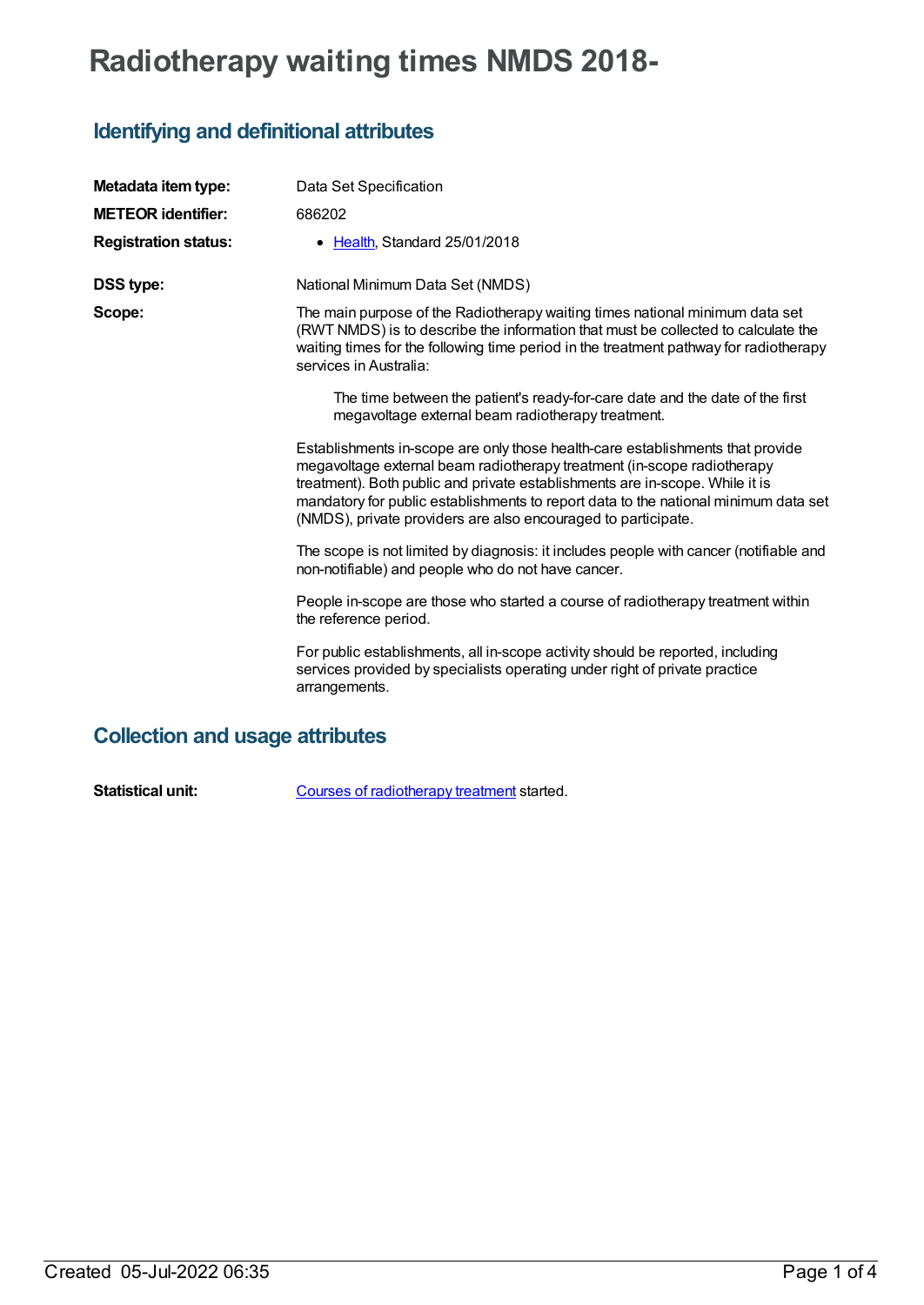# Radiotherapy waiting times NMDS 2018-

## Identifying and definitional attributes

**Metadata item type:** Data Set Specification

**METEOR identifier:** 686202

**Registration status:**

- Health, Standard 25/01/2018

**DSS type:** National Minimum Data Set (NMDS)

**Scope:** The main purpose of the Radiotherapy waiting times national minimum data set (RWT NMDS) is to describe the information that must be collected to calculate the waiting times for the following time period in the treatment pathway for radiotherapy services in Australia:

> The time between the patient's ready-for-care date and the date of the first megavoltage external beam radiotherapy treatment.

Establishments in-scope are only those health-care establishments that provide megavoltage external beam radiotherapy treatment (in-scope radiotherapy treatment). Both public and private establishments are in-scope. While it is mandatory for public establishments to report data to the national minimum data set (NMDS), private providers are also encouraged to participate.

The scope is not limited by diagnosis: it includes people with cancer (notifiable and non-notifiable) and people who do not have cancer.

People in-scope are those who started a course of radiotherapy treatment within the reference period.

For public establishments, all in-scope activity should be reported, including services provided by specialists operating under right of private practice arrangements.

## Collection and usage attributes

**Statistical unit:** Courses of radiotherapy treatment started.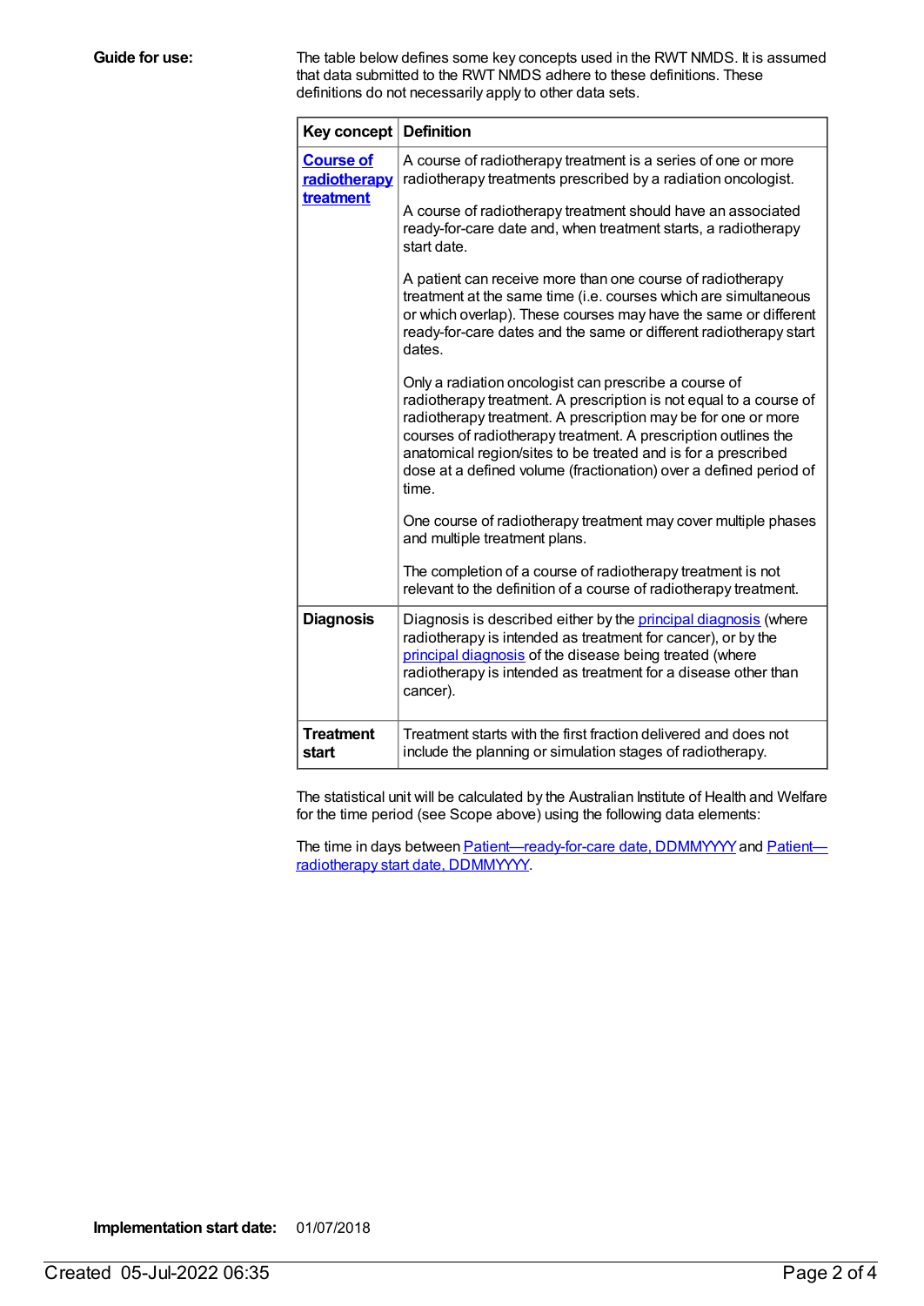**Guide for use:**

The table below defines some key concepts used in the RWT NMDS. It is assumed that data submitted to the RWT NMDS adhere to these definitions. These definitions do not necessarily apply to other data sets.

| Key concept | Definition |
|---|---|
| Course of radiotherapy treatment | A course of radiotherapy treatment is a series of one or more radiotherapy treatments prescribed by a radiation oncologist. A course of radiotherapy treatment should have an associated ready-for-care date and, when treatment starts, a radiotherapy start date. A patient can receive more than one course of radiotherapy treatment at the same time (i.e. courses which are simultaneous or which overlap). These courses may have the same or different ready-for-care dates and the same or different radiotherapy start dates. Only a radiation oncologist can prescribe a course of radiotherapy treatment. A prescription is not equal to a course of radiotherapy treatment. A prescription may be for one or more courses of radiotherapy treatment. A prescription outlines the anatomical region/sites to be treated and is for a prescribed dose at a defined volume (fractionation) over a defined period of time. One course of radiotherapy treatment may cover multiple phases and multiple treatment plans. The completion of a course of radiotherapy treatment is not relevant to the definition of a course of radiotherapy treatment. |
| Diagnosis | Diagnosis is described either by the principal diagnosis (where radiotherapy is intended as treatment for cancer), or by the principal diagnosis of the disease being treated (where radiotherapy is intended as treatment for a disease other than cancer). |
| Treatment start | Treatment starts with the first fraction delivered and does not include the planning or simulation stages of radiotherapy. |

The statistical unit will be calculated by the Australian Institute of Health and Welfare for the time period (see Scope above) using the following data elements:

The time in days between Patient—ready-for-care date, DDMMYYYY and Patient—radiotherapy start date, DDMMYYYY.

**Implementation start date:** 01/07/2018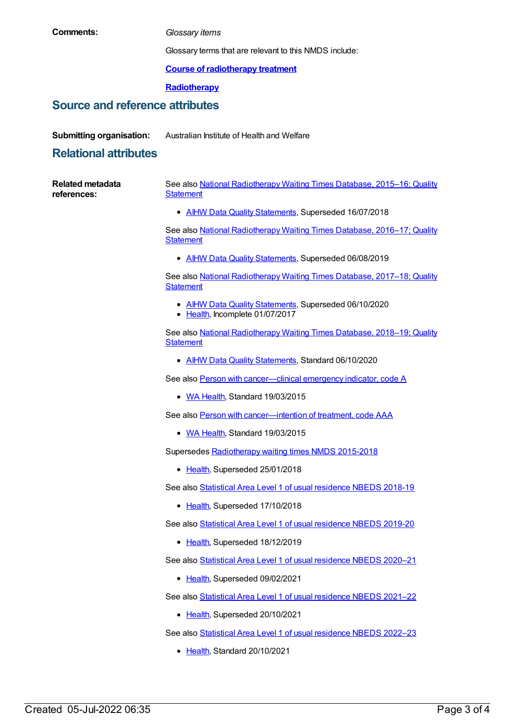**Comments:**

*Glossary items*

Glossary terms that are relevant to this NMDS include:

**Course of radiotherapy treatment**

**Radiotherapy**

## Source and reference attributes

**Submitting organisation:** Australian Institute of Health and Welfare

## Relational attributes

**Related metadata references:**

See also National Radiotherapy Waiting Times Database, 2015–16; Quality Statement

- AIHW Data Quality Statements, Superseded 16/07/2018

See also National Radiotherapy Waiting Times Database, 2016–17; Quality Statement

- AIHW Data Quality Statements, Superseded 06/08/2019

See also National Radiotherapy Waiting Times Database, 2017–18; Quality Statement

- AIHW Data Quality Statements, Superseded 06/10/2020
- Health, Incomplete 01/07/2017

See also National Radiotherapy Waiting Times Database, 2018–19; Quality Statement

- AIHW Data Quality Statements, Standard 06/10/2020

See also Person with cancer—clinical emergency indicator, code A

- WA Health, Standard 19/03/2015

See also Person with cancer—intention of treatment, code AAA

- WA Health, Standard 19/03/2015

Supersedes Radiotherapy waiting times NMDS 2015-2018

- Health, Superseded 25/01/2018

See also Statistical Area Level 1 of usual residence NBEDS 2018-19

- Health, Superseded 17/10/2018

See also Statistical Area Level 1 of usual residence NBEDS 2019-20

- Health, Superseded 18/12/2019

See also Statistical Area Level 1 of usual residence NBEDS 2020–21

- Health, Superseded 09/02/2021

See also Statistical Area Level 1 of usual residence NBEDS 2021–22

- Health, Superseded 20/10/2021

See also Statistical Area Level 1 of usual residence NBEDS 2022–23

- Health, Standard 20/10/2021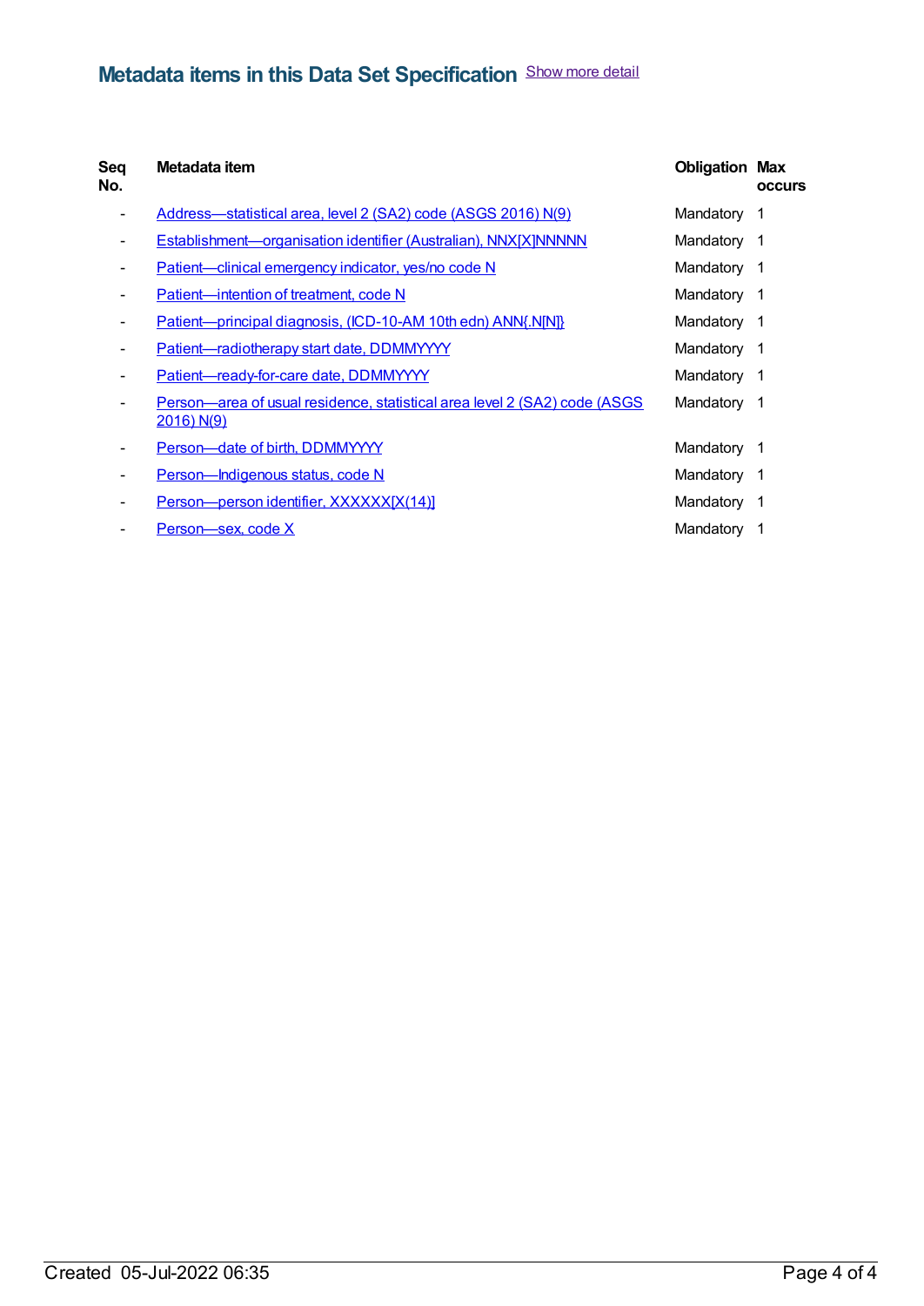## Metadata items in this Data Set Specification Show more detail

| Seq No. | Metadata item | Obligation | Max occurs |
| --- | --- | --- | --- |
| - | Address—statistical area, level 2 (SA2) code (ASGS 2016) N(9) | Mandatory | 1 |
| - | Establishment—organisation identifier (Australian), NNX[X]NNNNN | Mandatory | 1 |
| - | Patient—clinical emergency indicator, yes/no code N | Mandatory | 1 |
| - | Patient—intention of treatment, code N | Mandatory | 1 |
| - | Patient—principal diagnosis, (ICD-10-AM 10th edn) ANN{.N[N]} | Mandatory | 1 |
| - | Patient—radiotherapy start date, DDMMYYYY | Mandatory | 1 |
| - | Patient—ready-for-care date, DDMMYYYY | Mandatory | 1 |
| - | Person—area of usual residence, statistical area level 2 (SA2) code (ASGS 2016) N(9) | Mandatory | 1 |
| - | Person—date of birth, DDMMYYYY | Mandatory | 1 |
| - | Person—Indigenous status, code N | Mandatory | 1 |
| - | Person—person identifier, XXXXXX[X(14)] | Mandatory | 1 |
| - | Person—sex, code X | Mandatory | 1 |

Created 05-Jul-2022 06:35